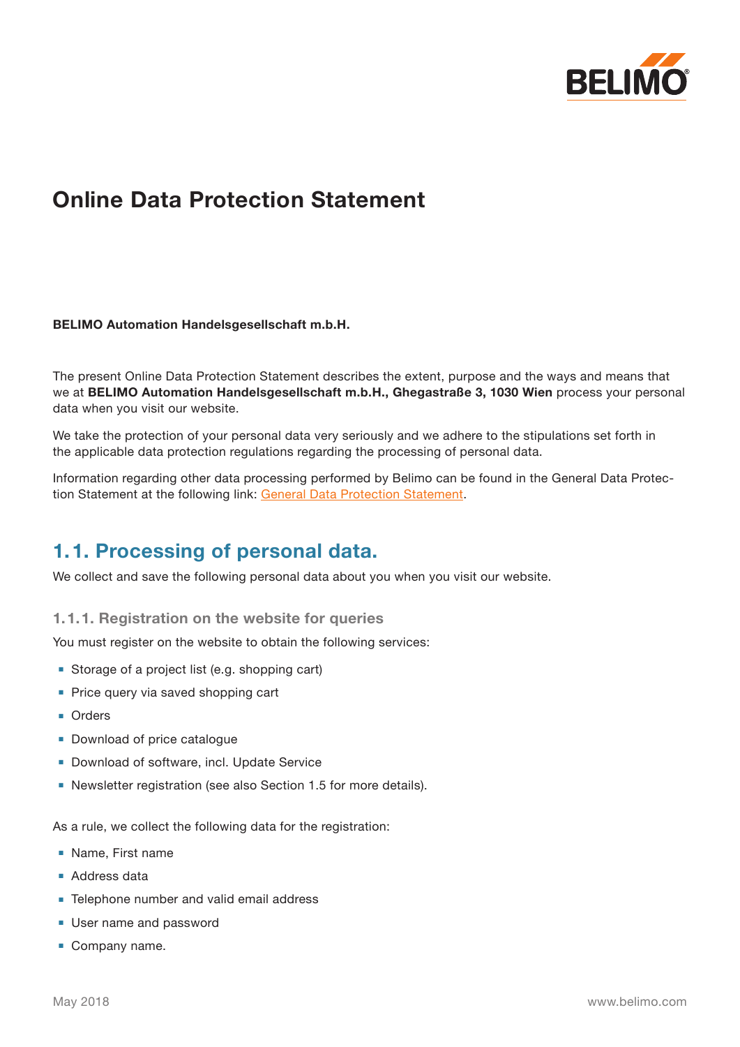# Online Data Protection Statement

**BELIMO Automation Handelsgesellschaft m.b.H.**

The present Online Data Protection Statement describes the extent, purpose and the ways and means that we at **BELIMO Automation Handelsgesellschaft m.b.H., Ghegastraße 3, 1030 Wien** process your personal data when you visit our website.

We take the protection of your personal data very seriously and we adhere to the stipulations set forth in the applicable data protection regulations regarding the processing of personal data.

Information regarding other data processing performed by Belimo can be found in the General Data Protection Statement at the following link: [General Data Protection Statement].

## 1.1. Processing of personal data.

We collect and save the following personal data about you when you visit our website.

### 1.1.1. Registration on the website for queries

You must register on the website to obtain the following services:

- Storage of a project list (e.g. shopping cart)
- Price query via saved shopping cart
- Orders
- Download of price catalogue
- Download of software, incl. Update Service
- Newsletter registration (see also Section 1.5 for more details).

As a rule, we collect the following data for the registration:

- Name, First name
- Address data
- Telephone number and valid email address
- User name and password
- Company name.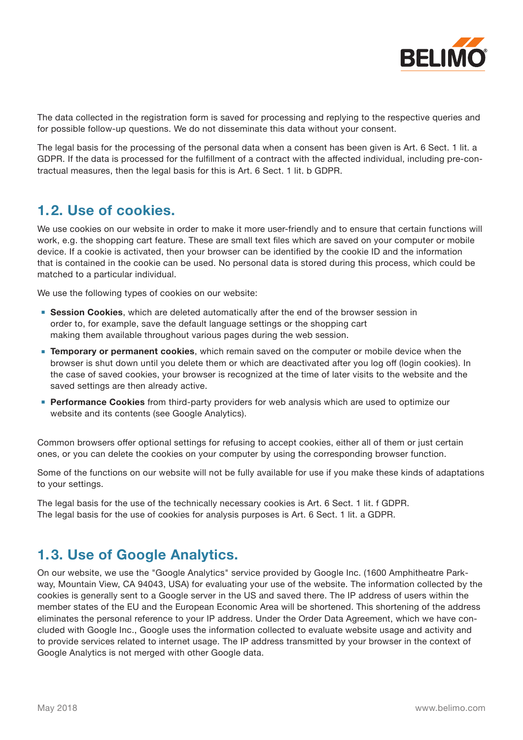The data collected in the registration form is saved for processing and replying to the respective queries and for possible follow-up questions. We do not disseminate this data without your consent.

The legal basis for the processing of the personal data when a consent has been given is Art. 6 Sect. 1 lit. a GDPR. If the data is processed for the fulfillment of a contract with the affected individual, including pre-contractual measures, then the legal basis for this is Art. 6 Sect. 1 lit. b GDPR.

## 1.2. Use of cookies.

We use cookies on our website in order to make it more user-friendly and to ensure that certain functions will work, e.g. the shopping cart feature. These are small text files which are saved on your computer or mobile device. If a cookie is activated, then your browser can be identified by the cookie ID and the information that is contained in the cookie can be used. No personal data is stored during this process, which could be matched to a particular individual.

We use the following types of cookies on our website:

- **Session Cookies**, which are deleted automatically after the end of the browser session in order to, for example, save the default language settings or the shopping cart making them available throughout various pages during the web session.
- **Temporary or permanent cookies**, which remain saved on the computer or mobile device when the browser is shut down until you delete them or which are deactivated after you log off (login cookies). In the case of saved cookies, your browser is recognized at the time of later visits to the website and the saved settings are then already active.
- **Performance Cookies** from third-party providers for web analysis which are used to optimize our website and its contents (see Google Analytics).

Common browsers offer optional settings for refusing to accept cookies, either all of them or just certain ones, or you can delete the cookies on your computer by using the corresponding browser function.

Some of the functions on our website will not be fully available for use if you make these kinds of adaptations to your settings.

The legal basis for the use of the technically necessary cookies is Art. 6 Sect. 1 lit. f GDPR.
The legal basis for the use of cookies for analysis purposes is Art. 6 Sect. 1 lit. a GDPR.

## 1.3. Use of Google Analytics.

On our website, we use the "Google Analytics" service provided by Google Inc. (1600 Amphitheatre Parkway, Mountain View, CA 94043, USA) for evaluating your use of the website. The information collected by the cookies is generally sent to a Google server in the US and saved there. The IP address of users within the member states of the EU and the European Economic Area will be shortened. This shortening of the address eliminates the personal reference to your IP address. Under the Order Data Agreement, which we have concluded with Google Inc., Google uses the information collected to evaluate website usage and activity and to provide services related to internet usage. The IP address transmitted by your browser in the context of Google Analytics is not merged with other Google data.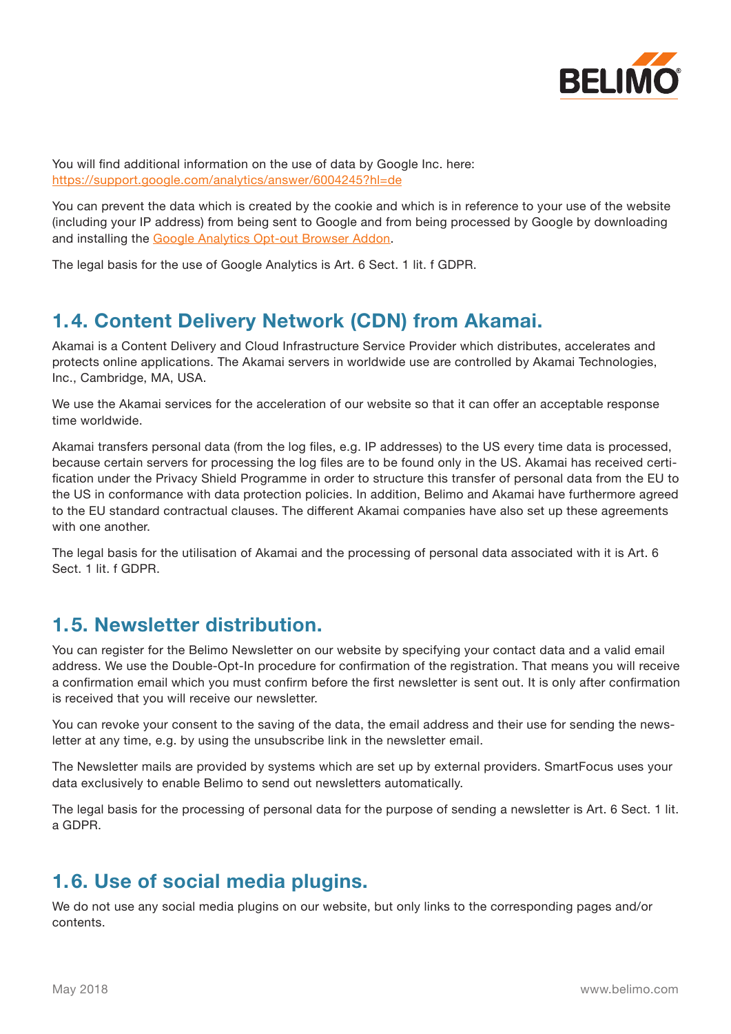You will find additional information on the use of data by Google Inc. here:
[https://support.google.com/analytics/answer/6004245?hl=de](https://support.google.com/analytics/answer/6004245?hl=de)

You can prevent the data which is created by the cookie and which is in reference to your use of the website (including your IP address) from being sent to Google and from being processed by Google by downloading and installing the Google Analytics Opt-out Browser Addon.

The legal basis for the use of Google Analytics is Art. 6 Sect. 1 lit. f GDPR.

## 1.4. Content Delivery Network (CDN) from Akamai.

Akamai is a Content Delivery and Cloud Infrastructure Service Provider which distributes, accelerates and protects online applications. The Akamai servers in worldwide use are controlled by Akamai Technologies, Inc., Cambridge, MA, USA.

We use the Akamai services for the acceleration of our website so that it can offer an acceptable response time worldwide.

Akamai transfers personal data (from the log files, e.g. IP addresses) to the US every time data is processed, because certain servers for processing the log files are to be found only in the US. Akamai has received certification under the Privacy Shield Programme in order to structure this transfer of personal data from the EU to the US in conformance with data protection policies. In addition, Belimo and Akamai have furthermore agreed to the EU standard contractual clauses. The different Akamai companies have also set up these agreements with one another.

The legal basis for the utilisation of Akamai and the processing of personal data associated with it is Art. 6 Sect. 1 lit. f GDPR.

## 1.5. Newsletter distribution.

You can register for the Belimo Newsletter on our website by specifying your contact data and a valid email address. We use the Double-Opt-In procedure for confirmation of the registration. That means you will receive a confirmation email which you must confirm before the first newsletter is sent out. It is only after confirmation is received that you will receive our newsletter.

You can revoke your consent to the saving of the data, the email address and their use for sending the newsletter at any time, e.g. by using the unsubscribe link in the newsletter email.

The Newsletter mails are provided by systems which are set up by external providers. SmartFocus uses your data exclusively to enable Belimo to send out newsletters automatically.

The legal basis for the processing of personal data for the purpose of sending a newsletter is Art. 6 Sect. 1 lit. a GDPR.

## 1.6. Use of social media plugins.

We do not use any social media plugins on our website, but only links to the corresponding pages and/or contents.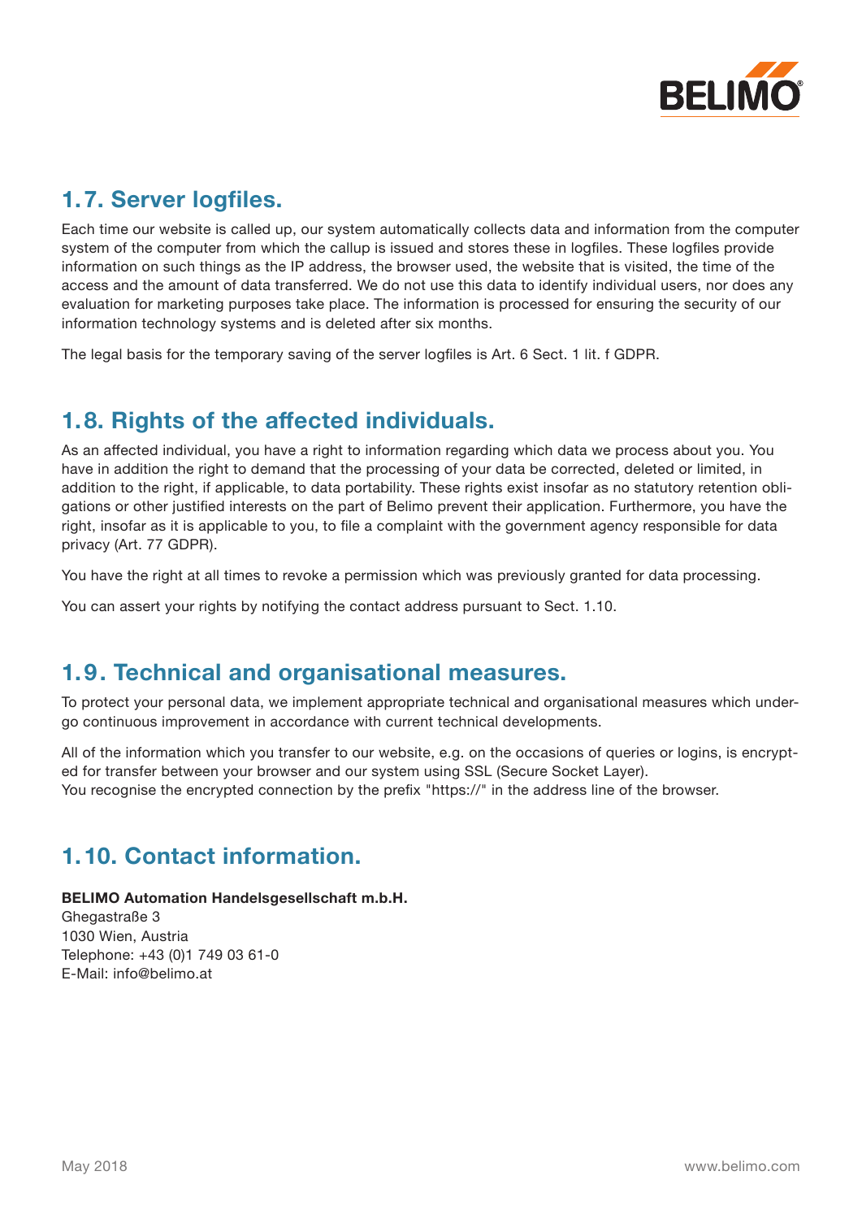## 1.7. Server logfiles.

Each time our website is called up, our system automatically collects data and information from the computer system of the computer from which the callup is issued and stores these in logfiles. These logfiles provide information on such things as the IP address, the browser used, the website that is visited, the time of the access and the amount of data transferred. We do not use this data to identify individual users, nor does any evaluation for marketing purposes take place. The information is processed for ensuring the security of our information technology systems and is deleted after six months.

The legal basis for the temporary saving of the server logfiles is Art. 6 Sect. 1 lit. f GDPR.

## 1.8. Rights of the affected individuals.

As an affected individual, you have a right to information regarding which data we process about you. You have in addition the right to demand that the processing of your data be corrected, deleted or limited, in addition to the right, if applicable, to data portability. These rights exist insofar as no statutory retention obligations or other justified interests on the part of Belimo prevent their application. Furthermore, you have the right, insofar as it is applicable to you, to file a complaint with the government agency responsible for data privacy (Art. 77 GDPR).

You have the right at all times to revoke a permission which was previously granted for data processing.

You can assert your rights by notifying the contact address pursuant to Sect. 1.10.

## 1.9. Technical and organisational measures.

To protect your personal data, we implement appropriate technical and organisational measures which undergo continuous improvement in accordance with current technical developments.

All of the information which you transfer to our website, e.g. on the occasions of queries or logins, is encrypted for transfer between your browser and our system using SSL (Secure Socket Layer).
You recognise the encrypted connection by the prefix "https://" in the address line of the browser.

## 1.10. Contact information.

**BELIMO Automation Handelsgesellschaft m.b.H.**
Ghegastraße 3
1030 Wien, Austria
Telephone: +43 (0)1 749 03 61-0
E-Mail: info@belimo.at